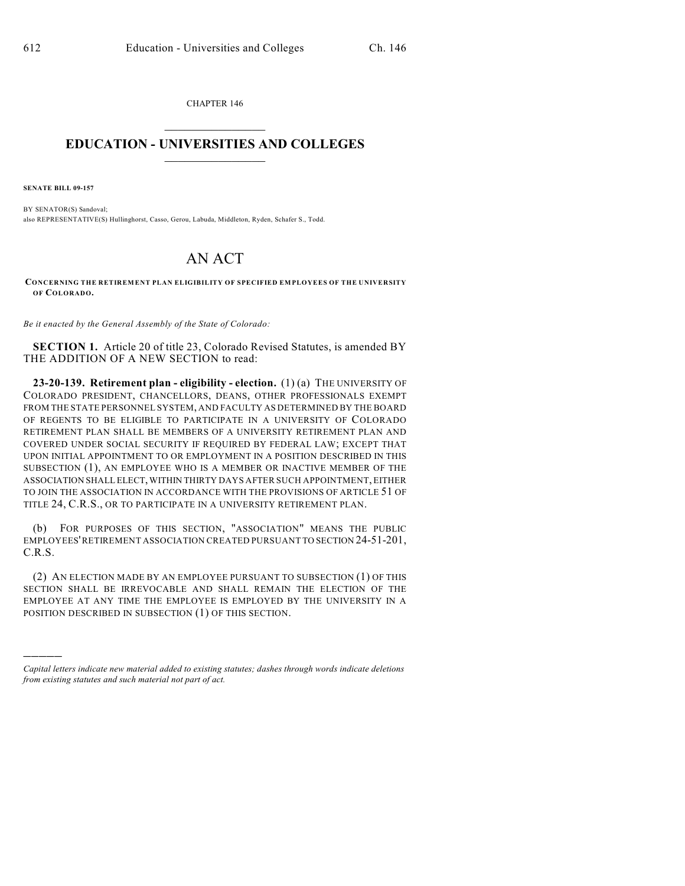CHAPTER 146

# EDUCATION - UNIVERSITIES AND COLLEGES

**SENATE BILL 09-157**

BY SENATOR(S) Sandoval;
also REPRESENTATIVE(S) Hullinghorst, Casso, Gerou, Labuda, Middleton, Ryden, Schafer S., Todd.

# AN ACT

**CONCERNING THE RETIREMENT PLAN ELIGIBILITY OF SPECIFIED EMPLOYEES OF THE UNIVERSITY OF COLORADO.**

*Be it enacted by the General Assembly of the State of Colorado:*

**SECTION 1.** Article 20 of title 23, Colorado Revised Statutes, is amended BY THE ADDITION OF A NEW SECTION to read:

**23-20-139. Retirement plan - eligibility - election.** (1) (a) THE UNIVERSITY OF COLORADO PRESIDENT, CHANCELLORS, DEANS, OTHER PROFESSIONALS EXEMPT FROM THE STATE PERSONNEL SYSTEM, AND FACULTY AS DETERMINED BY THE BOARD OF REGENTS TO BE ELIGIBLE TO PARTICIPATE IN A UNIVERSITY OF COLORADO RETIREMENT PLAN SHALL BE MEMBERS OF A UNIVERSITY RETIREMENT PLAN AND COVERED UNDER SOCIAL SECURITY IF REQUIRED BY FEDERAL LAW; EXCEPT THAT UPON INITIAL APPOINTMENT TO OR EMPLOYMENT IN A POSITION DESCRIBED IN THIS SUBSECTION (1), AN EMPLOYEE WHO IS A MEMBER OR INACTIVE MEMBER OF THE ASSOCIATION SHALL ELECT, WITHIN THIRTY DAYS AFTER SUCH APPOINTMENT, EITHER TO JOIN THE ASSOCIATION IN ACCORDANCE WITH THE PROVISIONS OF ARTICLE 51 OF TITLE 24, C.R.S., OR TO PARTICIPATE IN A UNIVERSITY RETIREMENT PLAN.

(b) FOR PURPOSES OF THIS SECTION, "ASSOCIATION" MEANS THE PUBLIC EMPLOYEES' RETIREMENT ASSOCIATION CREATED PURSUANT TO SECTION 24-51-201, C.R.S.

(2) AN ELECTION MADE BY AN EMPLOYEE PURSUANT TO SUBSECTION (1) OF THIS SECTION SHALL BE IRREVOCABLE AND SHALL REMAIN THE ELECTION OF THE EMPLOYEE AT ANY TIME THE EMPLOYEE IS EMPLOYED BY THE UNIVERSITY IN A POSITION DESCRIBED IN SUBSECTION (1) OF THIS SECTION.

---

*Capital letters indicate new material added to existing statutes; dashes through words indicate deletions from existing statutes and such material not part of act.*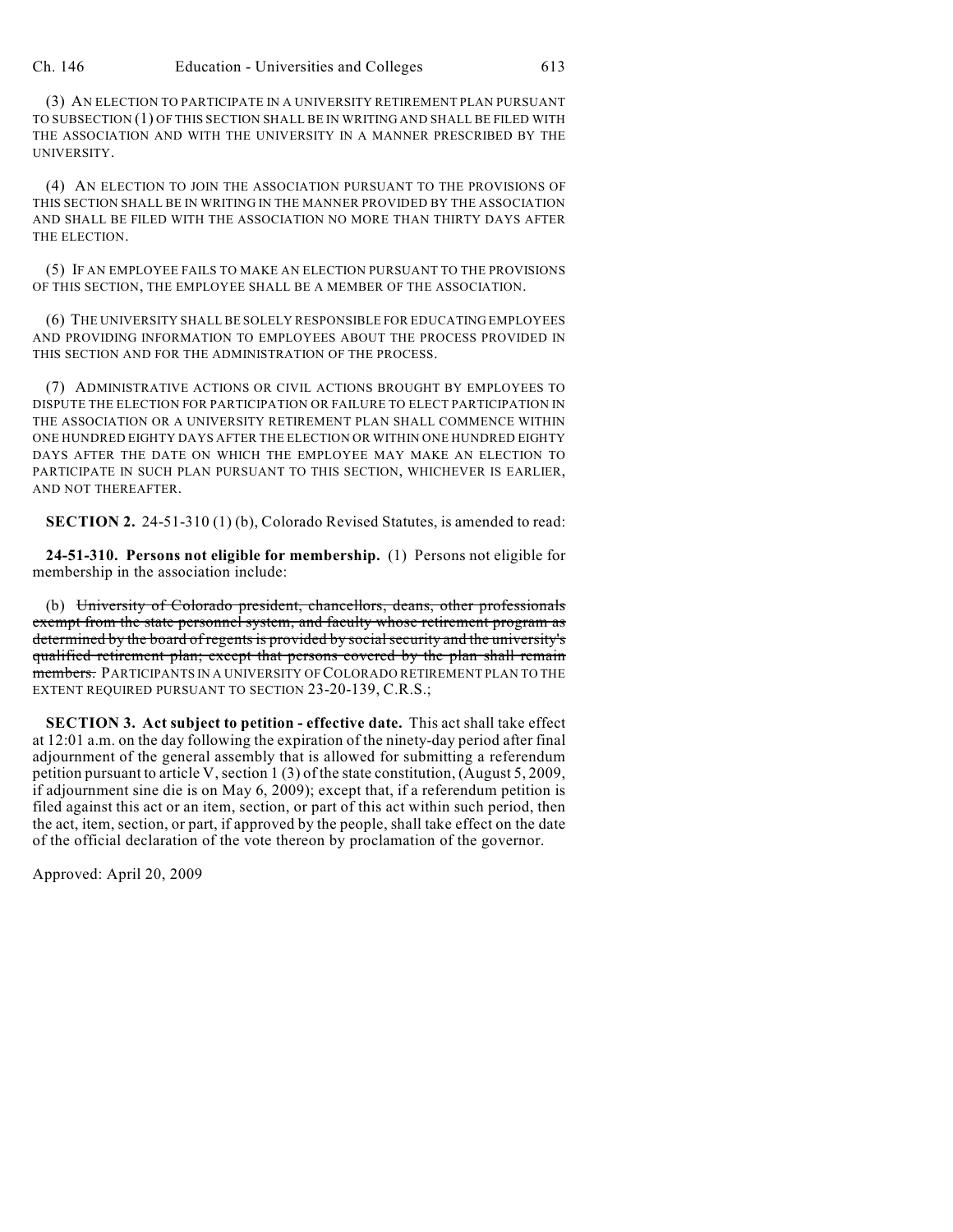(3) AN ELECTION TO PARTICIPATE IN A UNIVERSITY RETIREMENT PLAN PURSUANT TO SUBSECTION (1) OF THIS SECTION SHALL BE IN WRITING AND SHALL BE FILED WITH THE ASSOCIATION AND WITH THE UNIVERSITY IN A MANNER PRESCRIBED BY THE UNIVERSITY.

(4) AN ELECTION TO JOIN THE ASSOCIATION PURSUANT TO THE PROVISIONS OF THIS SECTION SHALL BE IN WRITING IN THE MANNER PROVIDED BY THE ASSOCIATION AND SHALL BE FILED WITH THE ASSOCIATION NO MORE THAN THIRTY DAYS AFTER THE ELECTION.

(5) IF AN EMPLOYEE FAILS TO MAKE AN ELECTION PURSUANT TO THE PROVISIONS OF THIS SECTION, THE EMPLOYEE SHALL BE A MEMBER OF THE ASSOCIATION.

(6) THE UNIVERSITY SHALL BE SOLELY RESPONSIBLE FOR EDUCATING EMPLOYEES AND PROVIDING INFORMATION TO EMPLOYEES ABOUT THE PROCESS PROVIDED IN THIS SECTION AND FOR THE ADMINISTRATION OF THE PROCESS.

(7) ADMINISTRATIVE ACTIONS OR CIVIL ACTIONS BROUGHT BY EMPLOYEES TO DISPUTE THE ELECTION FOR PARTICIPATION OR FAILURE TO ELECT PARTICIPATION IN THE ASSOCIATION OR A UNIVERSITY RETIREMENT PLAN SHALL COMMENCE WITHIN ONE HUNDRED EIGHTY DAYS AFTER THE ELECTION OR WITHIN ONE HUNDRED EIGHTY DAYS AFTER THE DATE ON WHICH THE EMPLOYEE MAY MAKE AN ELECTION TO PARTICIPATE IN SUCH PLAN PURSUANT TO THIS SECTION, WHICHEVER IS EARLIER, AND NOT THEREAFTER.

**SECTION 2.** 24-51-310 (1) (b), Colorado Revised Statutes, is amended to read:

**24-51-310. Persons not eligible for membership.** (1) Persons not eligible for membership in the association include:

(b) ~~University of Colorado president, chancellors, deans, other professionals exempt from the state personnel system, and faculty whose retirement program as determined by the board of regents is provided by social security and the university's qualified retirement plan; except that persons covered by the plan shall remain members.~~ PARTICIPANTS IN A UNIVERSITY OF COLORADO RETIREMENT PLAN TO THE EXTENT REQUIRED PURSUANT TO SECTION 23-20-139, C.R.S.;

**SECTION 3. Act subject to petition - effective date.** This act shall take effect at 12:01 a.m. on the day following the expiration of the ninety-day period after final adjournment of the general assembly that is allowed for submitting a referendum petition pursuant to article V, section 1 (3) of the state constitution, (August 5, 2009, if adjournment sine die is on May 6, 2009); except that, if a referendum petition is filed against this act or an item, section, or part of this act within such period, then the act, item, section, or part, if approved by the people, shall take effect on the date of the official declaration of the vote thereon by proclamation of the governor.

Approved: April 20, 2009